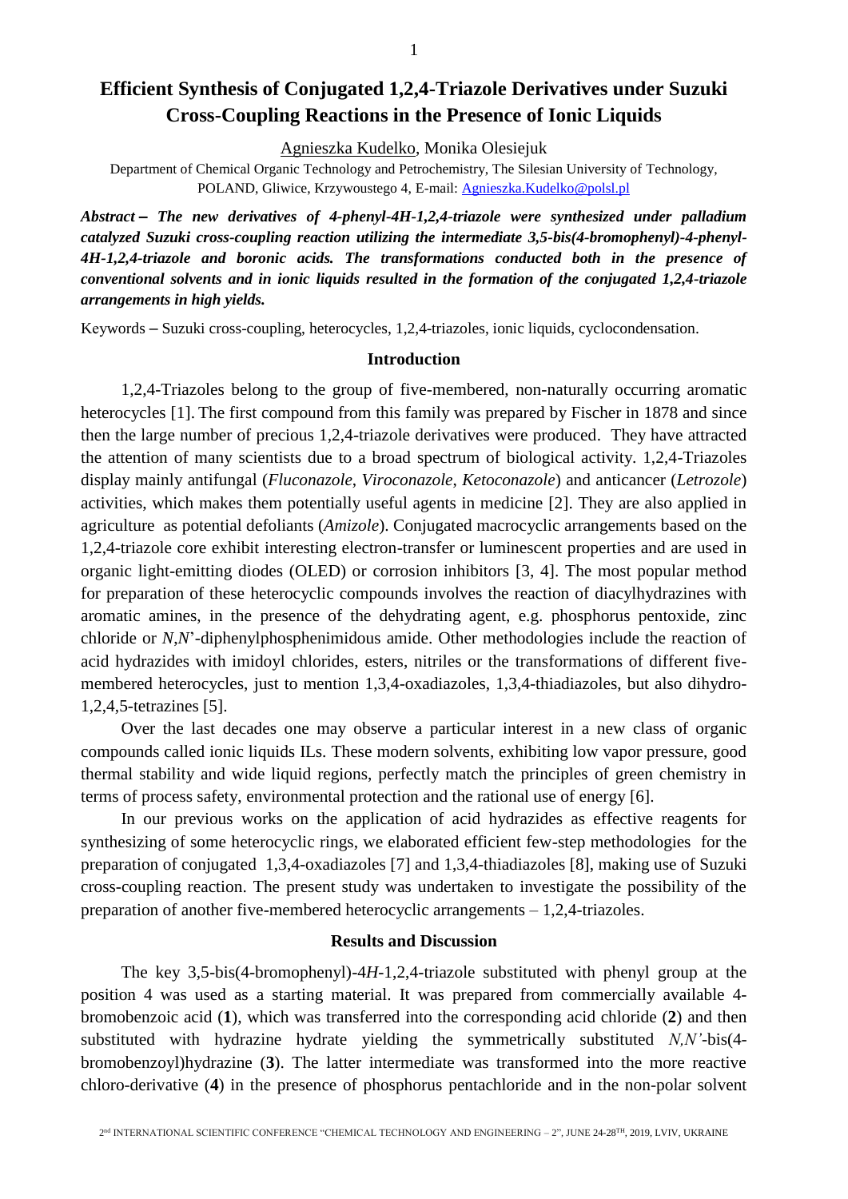# Efficient Synthesis of Conjugated 1,2,4-Triazole Derivatives under Suzuki Cross-Coupling Reactions in the Presence of Ionic Liquids

Agnieszka Kudelko, Monika Olesiejuk

Department of Chemical Organic Technology and Petrochemistry, The Silesian University of Technology, POLAND, Gliwice, Krzywoustego 4, E-mail: Agnieszka.Kudelko@polsl.pl

***Abstract* – *The new derivatives of 4-phenyl-4H-1,2,4-triazole were synthesized under palladium catalyzed Suzuki cross-coupling reaction utilizing the intermediate 3,5-bis(4-bromophenyl)-4-phenyl-4H-1,2,4-triazole and boronic acids. The transformations conducted both in the presence of conventional solvents and in ionic liquids resulted in the formation of the conjugated 1,2,4-triazole arrangements in high yields.***

Keywords – Suzuki cross-coupling, heterocycles, 1,2,4-triazoles, ionic liquids, cyclocondensation.

## Introduction

1,2,4-Triazoles belong to the group of five-membered, non-naturally occurring aromatic heterocycles [1]. The first compound from this family was prepared by Fischer in 1878 and since then the large number of precious 1,2,4-triazole derivatives were produced. They have attracted the attention of many scientists due to a broad spectrum of biological activity. 1,2,4-Triazoles display mainly antifungal (*Fluconazole*, *Viroconazole*, *Ketoconazole*) and anticancer (*Letrozole*) activities, which makes them potentially useful agents in medicine [2]. They are also applied in agriculture as potential defoliants (*Amizole*). Conjugated macrocyclic arrangements based on the 1,2,4-triazole core exhibit interesting electron-transfer or luminescent properties and are used in organic light-emitting diodes (OLED) or corrosion inhibitors [3, 4]. The most popular method for preparation of these heterocyclic compounds involves the reaction of diacylhydrazines with aromatic amines, in the presence of the dehydrating agent, e.g. phosphorus pentoxide, zinc chloride or *N*,*N*'-diphenylphosphenimidous amide. Other methodologies include the reaction of acid hydrazides with imidoyl chlorides, esters, nitriles or the transformations of different five-membered heterocycles, just to mention 1,3,4-oxadiazoles, 1,3,4-thiadiazoles, but also dihydro-1,2,4,5-tetrazines [5].

Over the last decades one may observe a particular interest in a new class of organic compounds called ionic liquids ILs. These modern solvents, exhibiting low vapor pressure, good thermal stability and wide liquid regions, perfectly match the principles of green chemistry in terms of process safety, environmental protection and the rational use of energy [6].

In our previous works on the application of acid hydrazides as effective reagents for synthesizing of some heterocyclic rings, we elaborated efficient few-step methodologies for the preparation of conjugated 1,3,4-oxadiazoles [7] and 1,3,4-thiadiazoles [8], making use of Suzuki cross-coupling reaction. The present study was undertaken to investigate the possibility of the preparation of another five-membered heterocyclic arrangements – 1,2,4-triazoles.

## Results and Discussion

The key 3,5-bis(4-bromophenyl)-4*H*-1,2,4-triazole substituted with phenyl group at the position 4 was used as a starting material. It was prepared from commercially available 4-bromobenzoic acid (**1**), which was transferred into the corresponding acid chloride (**2**) and then substituted with hydrazine hydrate yielding the symmetrically substituted *N,N'*-bis(4-bromobenzoyl)hydrazine (**3**). The latter intermediate was transformed into the more reactive chloro-derivative (**4**) in the presence of phosphorus pentachloride and in the non-polar solvent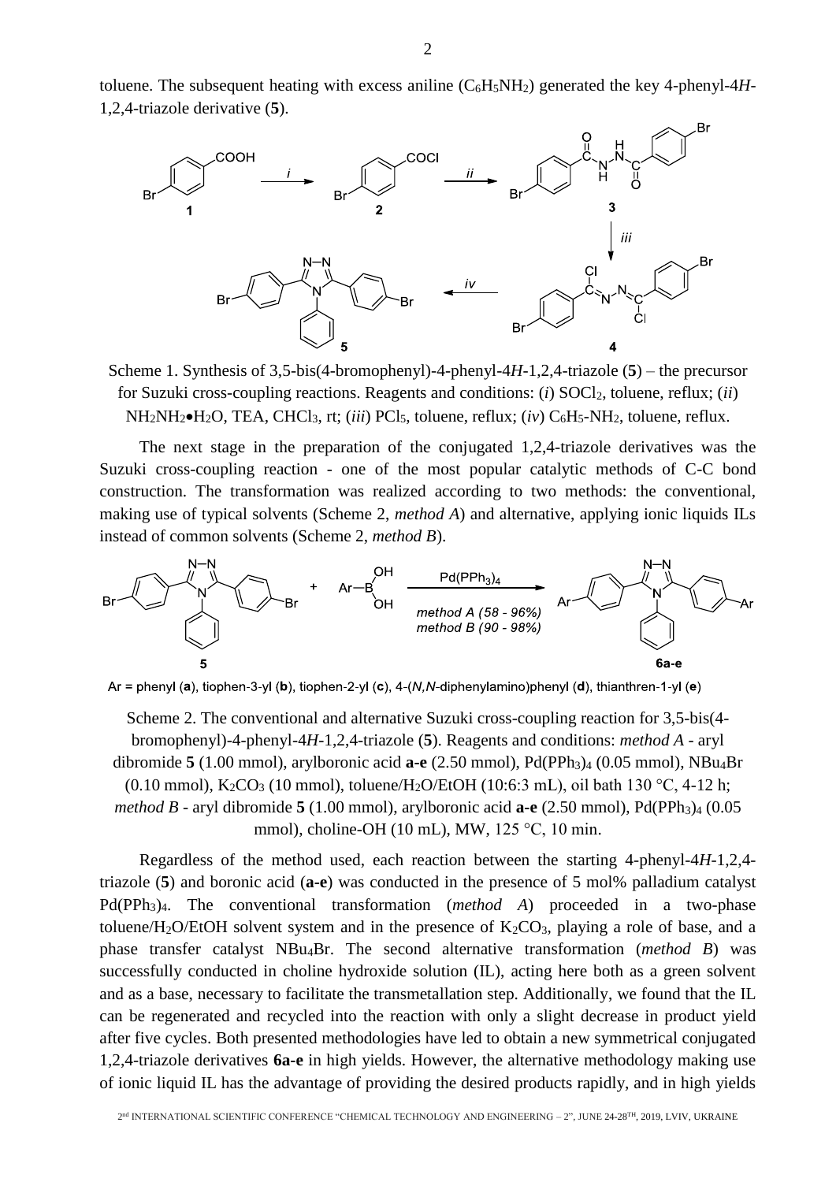toluene. The subsequent heating with excess aniline ($C_6H_5NH_2$) generated the key 4-phenyl-4*H*-1,2,4-triazole derivative (**5**).

Scheme 1. Synthesis of 3,5-bis(4-bromophenyl)-4-phenyl-4*H*-1,2,4-triazole (**5**) – the precursor for Suzuki cross-coupling reactions. Reagents and conditions: (*i*) $SOCl_2$, toluene, reflux; (*ii*) $NH_2NH_2{\bullet}H_2O$, TEA, $CHCl_3$, rt; (*iii*) $PCl_5$, toluene, reflux; (*iv*) $C_6H_5$-$NH_2$, toluene, reflux.

The next stage in the preparation of the conjugated 1,2,4-triazole derivatives was the Suzuki cross-coupling reaction - one of the most popular catalytic methods of C-C bond construction. The transformation was realized according to two methods: the conventional, making use of typical solvents (Scheme 2, *method A*) and alternative, applying ionic liquids ILs instead of common solvents (Scheme 2, *method B*).

Ar = phenyl (**a**), tiophen-3-yl (**b**), tiophen-2-yl (**c**), 4-(*N,N*-diphenylamino)phenyl (**d**), thianthren-1-yl (**e**)

Scheme 2. The conventional and alternative Suzuki cross-coupling reaction for 3,5-bis(4-bromophenyl)-4-phenyl-4*H*-1,2,4-triazole (**5**). Reagents and conditions: *method A* - aryl dibromide **5** (1.00 mmol), arylboronic acid **a-e** (2.50 mmol), $Pd(PPh_3)_4$ (0.05 mmol), $NBu_4Br$ (0.10 mmol), $K_2CO_3$ (10 mmol), toluene/$H_2O$/EtOH (10:6:3 mL), oil bath 130 °C, 4-12 h; *method B* - aryl dibromide **5** (1.00 mmol), arylboronic acid **a-e** (2.50 mmol), $Pd(PPh_3)_4$ (0.05 mmol), choline-OH (10 mL), MW, 125 °C, 10 min.

Regardless of the method used, each reaction between the starting 4-phenyl-4*H*-1,2,4-triazole (**5**) and boronic acid (**a-e**) was conducted in the presence of 5 mol% palladium catalyst $Pd(PPh_3)_4$. The conventional transformation (*method A*) proceeded in a two-phase toluene/$H_2O$/EtOH solvent system and in the presence of $K_2CO_3$, playing a role of base, and a phase transfer catalyst $NBu_4Br$. The second alternative transformation (*method B*) was successfully conducted in choline hydroxide solution (IL), acting here both as a green solvent and as a base, necessary to facilitate the transmetallation step. Additionally, we found that the IL can be regenerated and recycled into the reaction with only a slight decrease in product yield after five cycles. Both presented methodologies have led to obtain a new symmetrical conjugated 1,2,4-triazole derivatives **6a-e** in high yields. However, the alternative methodology making use of ionic liquid IL has the advantage of providing the desired products rapidly, and in high yields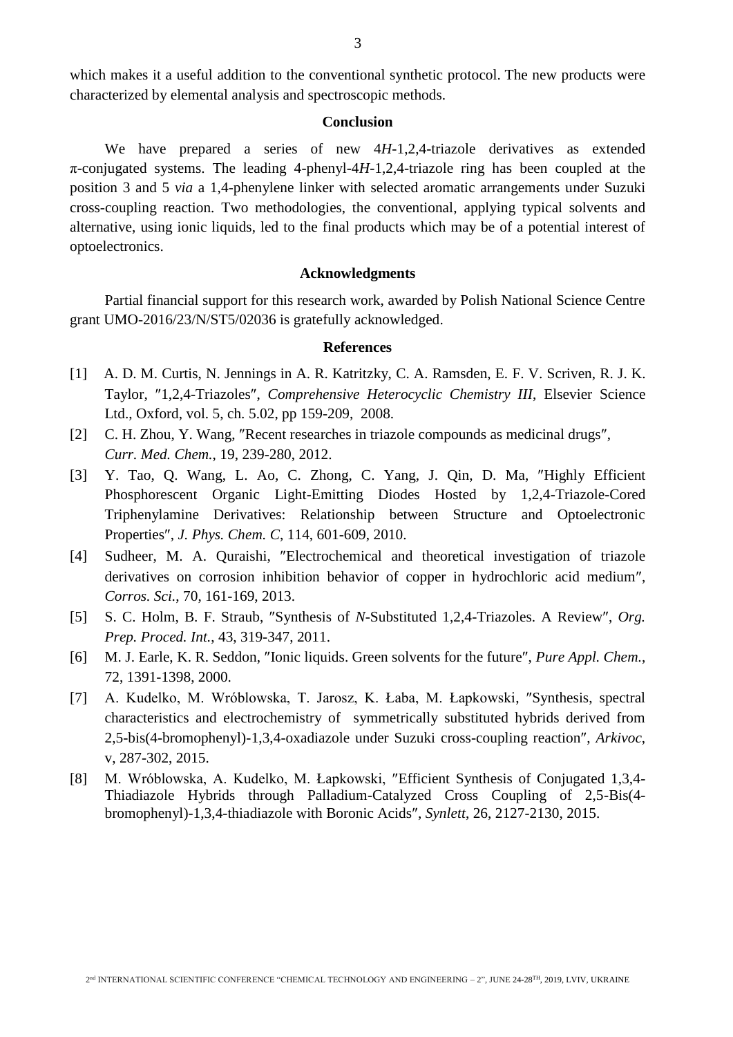which makes it a useful addition to the conventional synthetic protocol. The new products were characterized by elemental analysis and spectroscopic methods.

## Conclusion

We have prepared a series of new 4*H*-1,2,4-triazole derivatives as extended π-conjugated systems. The leading 4-phenyl-4*H*-1,2,4-triazole ring has been coupled at the position 3 and 5 *via* a 1,4-phenylene linker with selected aromatic arrangements under Suzuki cross-coupling reaction. Two methodologies, the conventional, applying typical solvents and alternative, using ionic liquids, led to the final products which may be of a potential interest of optoelectronics.

## Acknowledgments

Partial financial support for this research work, awarded by Polish National Science Centre grant UMO-2016/23/N/ST5/02036 is gratefully acknowledged.

## References

[1] A. D. M. Curtis, N. Jennings in A. R. Katritzky, C. A. Ramsden, E. F. V. Scriven, R. J. K. Taylor, ″1,2,4-Triazoles″, *Comprehensive Heterocyclic Chemistry III*, Elsevier Science Ltd., Oxford, vol. 5, ch. 5.02, pp 159-209, 2008.

[2] C. H. Zhou, Y. Wang, ″Recent researches in triazole compounds as medicinal drugs″, *Curr. Med. Chem.*, 19, 239-280, 2012.

[3] Y. Tao, Q. Wang, L. Ao, C. Zhong, C. Yang, J. Qin, D. Ma, ″Highly Efficient Phosphorescent Organic Light-Emitting Diodes Hosted by 1,2,4-Triazole-Cored Triphenylamine Derivatives: Relationship between Structure and Optoelectronic Properties″, *J. Phys. Chem. C*, 114, 601-609, 2010.

[4] Sudheer, M. A. Quraishi, ″Electrochemical and theoretical investigation of triazole derivatives on corrosion inhibition behavior of copper in hydrochloric acid medium″, *Corros. Sci.*, 70, 161-169, 2013.

[5] S. C. Holm, B. F. Straub, ″Synthesis of *N*-Substituted 1,2,4-Triazoles. A Review″, *Org. Prep. Proced. Int.*, 43, 319-347, 2011.

[6] M. J. Earle, K. R. Seddon, ″Ionic liquids. Green solvents for the future″, *Pure Appl. Chem.*, 72, 1391-1398, 2000.

[7] A. Kudelko, M. Wróblowska, T. Jarosz, K. Łaba, M. Łapkowski, ″Synthesis, spectral characteristics and electrochemistry of symmetrically substituted hybrids derived from 2,5-bis(4-bromophenyl)-1,3,4-oxadiazole under Suzuki cross-coupling reaction″, *Arkivoc*, v, 287-302, 2015.

[8] M. Wróblowska, A. Kudelko, M. Łapkowski, ″Efficient Synthesis of Conjugated 1,3,4-Thiadiazole Hybrids through Palladium-Catalyzed Cross Coupling of 2,5-Bis(4-bromophenyl)-1,3,4-thiadiazole with Boronic Acids″, *Synlett*, 26, 2127-2130, 2015.